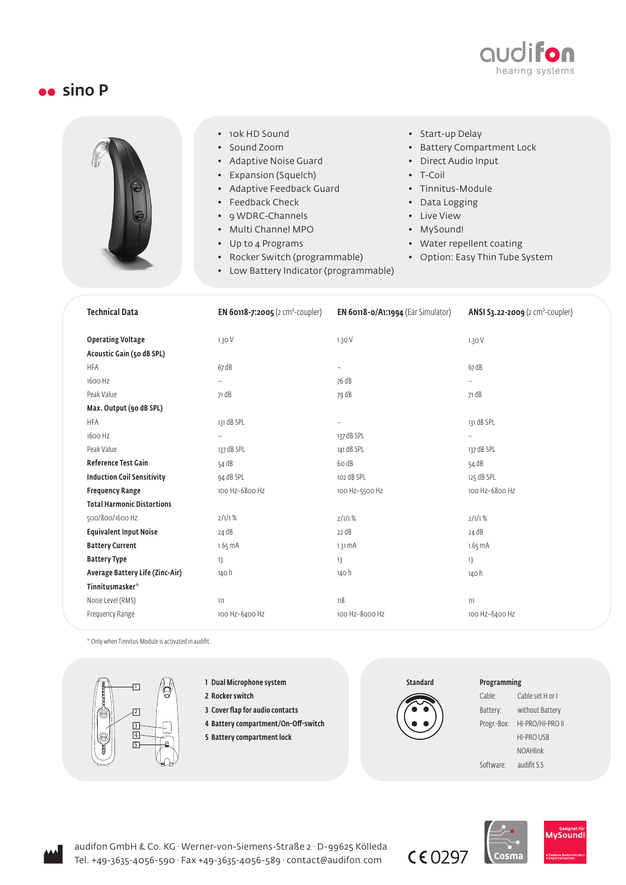# sino P

- 10k HD Sound
- Sound Zoom
- Adaptive Noise Guard
- Expansion (Squelch)
- Adaptive Feedback Guard
- Feedback Check
- 9 WDRC-Channels
- Multi Channel MPO
- Up to 4 Programs
- Rocker Switch (programmable)
- Low Battery Indicator (programmable)
- Start-up Delay
- Battery Compartment Lock
- Direct Audio Input
- T-Coil
- Tinnitus-Module
- Data Logging
- Live View
- MySound!
- Water repellent coating
- Option: Easy Thin Tube System

| **Technical Data** | **EN 60118-7:2005** (2 cm³-coupler) | **EN 60118-0/A1:1994** (Ear Simulator) | **ANSI S3.22-2009** (2 cm³-coupler) |
|---|---|---|---|
| **Operating Voltage** | 1.30 V | 1.30 V | 1.30 V |
| **Acoustic Gain (50 dB SPL)** | | | |
| HFA | 67 dB | – | 67 dB |
| 1600 Hz | – | 76 dB | – |
| Peak Value | 71 dB | 79 dB | 71 dB |
| **Max. Output (90 dB SPL)** | | | |
| HFA | 131 dB SPL | – | 131 dB SPL |
| 1600 Hz | – | 137 dB SPL | – |
| Peak Value | 137 dB SPL | 141 dB SPL | 137 dB SPL |
| **Reference Test Gain** | 54 dB | 60 dB | 54 dB |
| **Induction Coil Sensitivity** | 94 dB SPL | 102 dB SPL | 125 dB SPL |
| **Frequency Range** | 100 Hz–6800 Hz | 100 Hz–5500 Hz | 100 Hz–6800 Hz |
| **Total Harmonic Distortions** | | | |
| 500/800/1600 Hz | 2/1/1 % | 2/1/1 % | 2/1/1 % |
| **Equivalent Input Noise** | 24 dB | 22 dB | 24 dB |
| **Battery Current** | 1.65 mA | 1.31 mA | 1.65 mA |
| **Battery Type** | 13 | 13 | 13 |
| **Average Battery Life (Zinc-Air)** | 140 h | 140 h | 140 h |
| **Tinnitusmasker*** | | | |
| Noise Level (RMS) | 111 | 118 | 111 |
| Frequency Range | 100 Hz–6400 Hz | 100 Hz–8000 Hz | 100 Hz–6400 Hz |

* Only when Tinnitus-Module is activated in audifit.

1. **Dual Microphone system**
2. **Rocker switch**
3. **Cover flap for audio contacts**
4. **Battery compartment/On-Off-switch**
5. **Battery compartment lock**

**Standard**

**Programming**

| | |
|---|---|
| Cable: | Cable set H or I |
| Battery: | without Battery |
| Progr.-Box: | HI-PRO/HI-PRO II |
| | HI-PRO USB |
| | NOAHlink |
| Software: | audifit 5.5 |

audifon GmbH & Co. KG · Werner-von-Siemens-Straße 2 · D-99625 Kölleda
Tel. +49-3635-4056-590 · Fax +49-3635-4056-589 · contact@audifon.com

CE 0297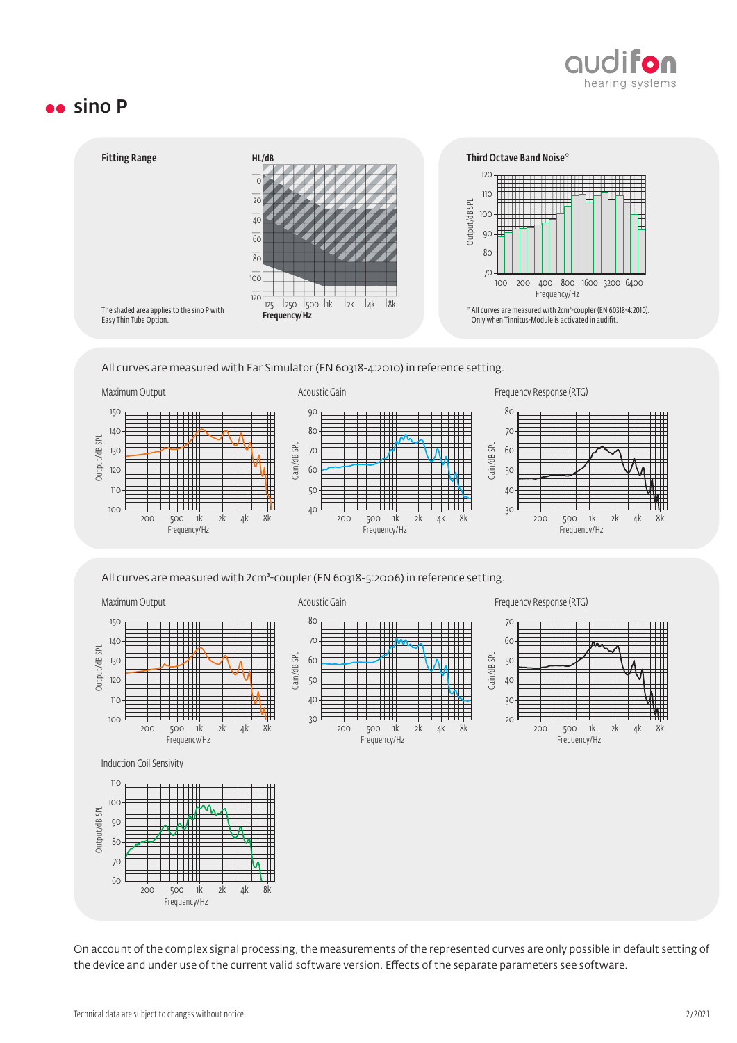audifon hearing systems

# sino P

## Fitting Range

HL/dB

0
20
40
60
80
100
120

125 250 500 1k 2k 4k 8k

Frequency/Hz

The shaded area applies to the sino P with Easy Thin Tube Option.

## Third Octave Band Noise*

120
110
100
90
80
70

Output/dB SPL

100 200 400 800 1600 3200 6400

Frequency/Hz

\* All curves are measured with 2cm³-coupler (EN 60318-4:2010). Only when Tinnitus-Module is activated in audifit.

All curves are measured with Ear Simulator (EN 60318-4:2010) in reference setting.

### Maximum Output

150
140
130
120
110
100

Output/dB SPL

200 500 1k 2k 4k 8k

Frequency/Hz

### Acoustic Gain

90
80
70
60
50
40

Gain/dB SPL

200 500 1k 2k 4k 8k

Frequency/Hz

### Frequency Response (RTG)

80
70
60
50
40
30

Gain/dB SPL

200 500 1k 2k 4k 8k

Frequency/Hz

All curves are measured with 2cm³-coupler (EN 60318-5:2006) in reference setting.

### Maximum Output

150
140
130
120
110
100

Output/dB SPL

200 500 1k 2k 4k 8k

Frequency/Hz

### Acoustic Gain

80
70
60
50
40
30

Gain/dB SPL

200 500 1k 2k 4k 8k

Frequency/Hz

### Frequency Response (RTG)

70
60
50
40
30
20

Gain/dB SPL

200 500 1k 2k 4k 8k

Frequency/Hz

### Induction Coil Sensivity

110
100
90
80
70
60

Output/dB SPL

200 500 1k 2k 4k 8k

Frequency/Hz

On account of the complex signal processing, the measurements of the represented curves are only possible in default setting of the device and under use of the current valid software version. Effects of the separate parameters see software.

Technical data are subject to changes without notice.

2/2021